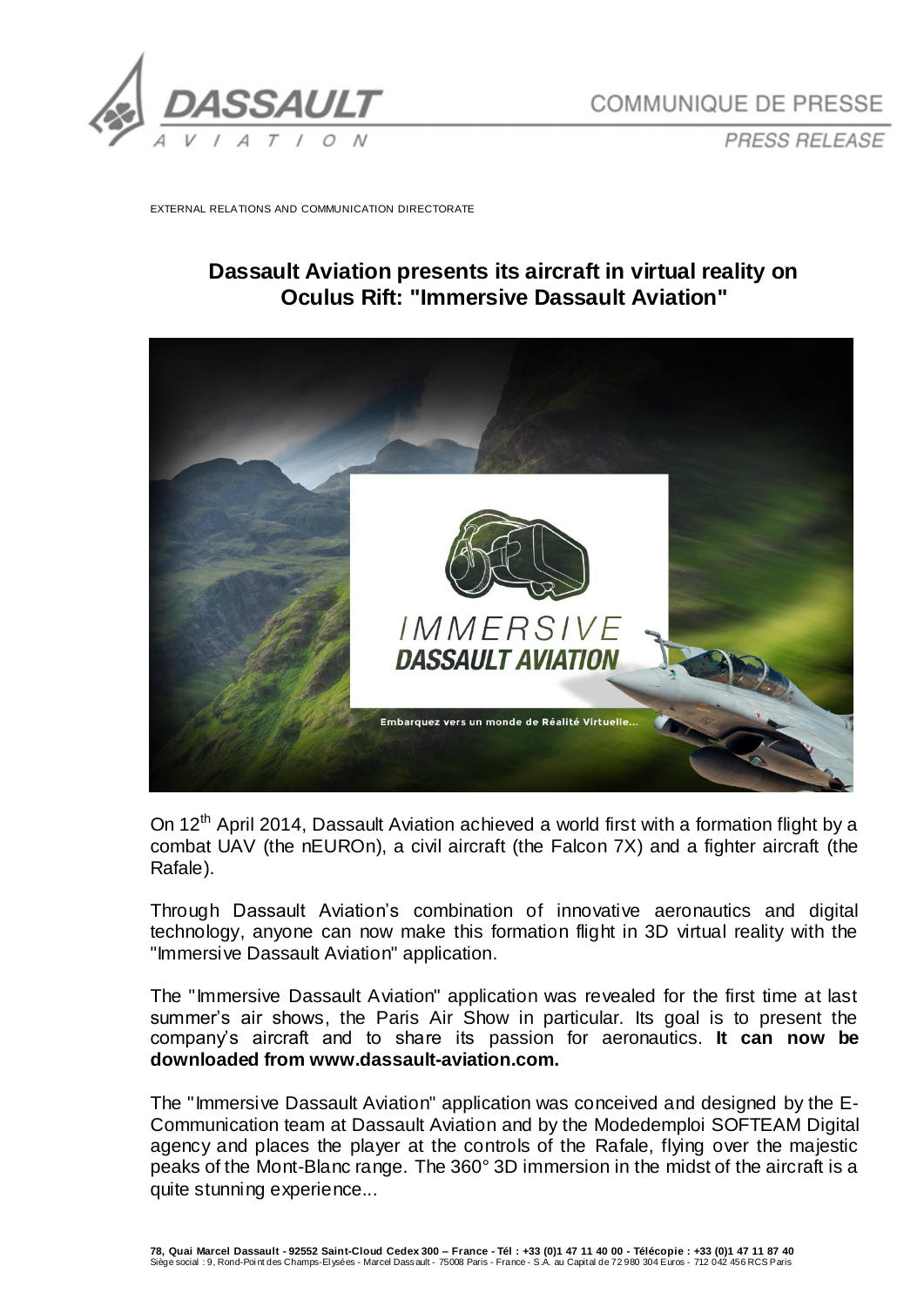COMMUNIQUE DE PRESSE

PRESS RELEASE

EXTERNAL RELATIONS AND COMMUNICATION DIRECTORATE

# Dassault Aviation presents its aircraft in virtual reality on Oculus Rift: "Immersive Dassault Aviation"

On 12th April 2014, Dassault Aviation achieved a world first with a formation flight by a combat UAV (the nEUROn), a civil aircraft (the Falcon 7X) and a fighter aircraft (the Rafale).

Through Dassault Aviation's combination of innovative aeronautics and digital technology, anyone can now make this formation flight in 3D virtual reality with the "Immersive Dassault Aviation" application.

The "Immersive Dassault Aviation" application was revealed for the first time at last summer's air shows, the Paris Air Show in particular. Its goal is to present the company's aircraft and to share its passion for aeronautics. **It can now be downloaded from www.dassault-aviation.com.**

The "Immersive Dassault Aviation" application was conceived and designed by the E-Communication team at Dassault Aviation and by the Modedemploi SOFTEAM Digital agency and places the player at the controls of the Rafale, flying over the majestic peaks of the Mont-Blanc range. The 360° 3D immersion in the midst of the aircraft is a quite stunning experience...

**78, Quai Marcel Dassault - 92552 Saint-Cloud Cedex 300 – France - Tél : +33 (0)1 47 11 40 00 - Télécopie : +33 (0)1 47 11 87 40**
Siège social : 9, Rond-Point des Champs-Elysées - Marcel Dassault - 75008 Paris - France - S.A. au Capital de 72 980 304 Euros - 712 042 456 RCS Paris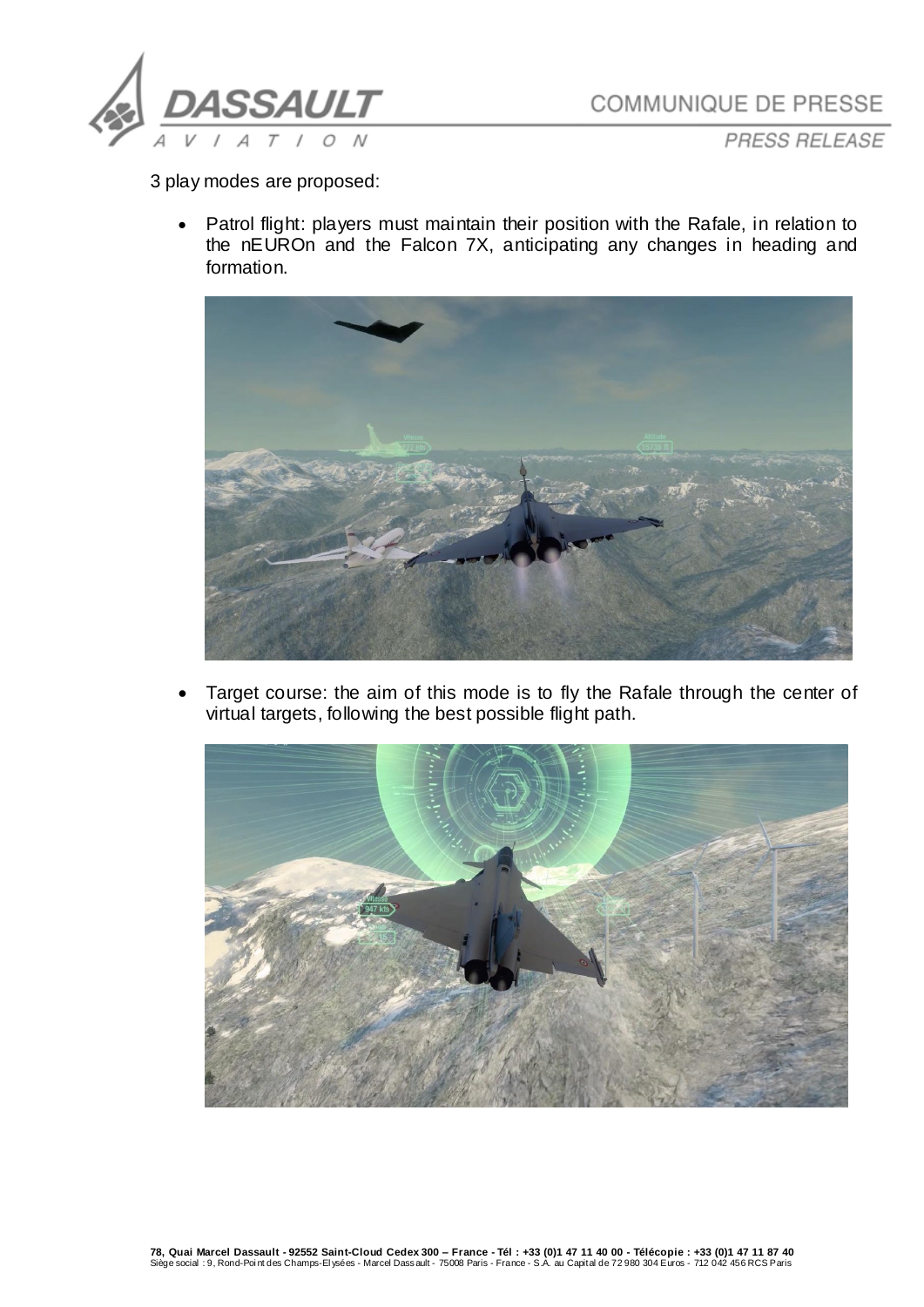3 play modes are proposed:

- Patrol flight: players must maintain their position with the Rafale, in relation to the nEUROn and the Falcon 7X, anticipating any changes in heading and formation.

- Target course: the aim of this mode is to fly the Rafale through the center of virtual targets, following the best possible flight path.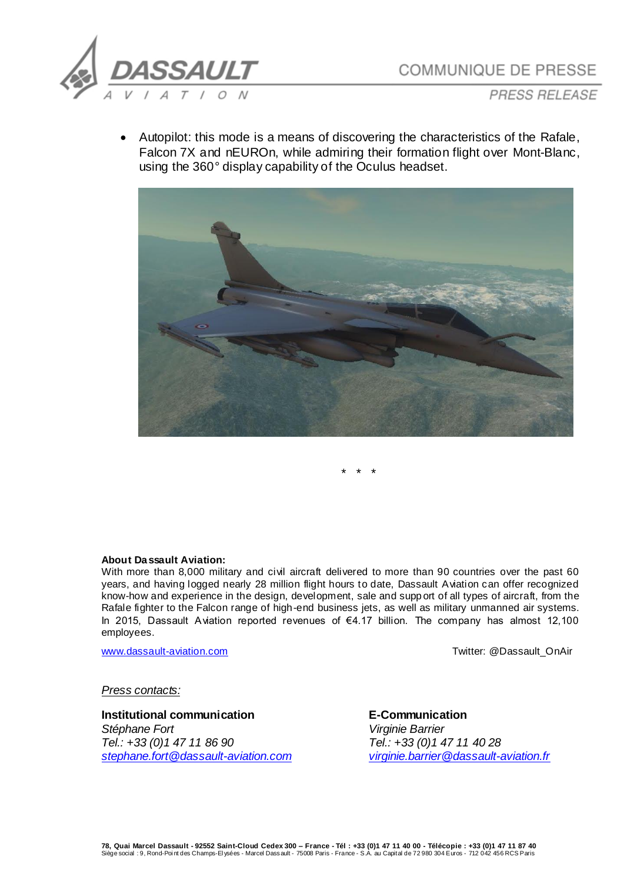- Autopilot: this mode is a means of discovering the characteristics of the Rafale, Falcon 7X and nEUROn, while admiring their formation flight over Mont-Blanc, using the 360° display capability of the Oculus headset.

\* \* \*

**About Dassault Aviation:**
With more than 8,000 military and civil aircraft delivered to more than 90 countries over the past 60 years, and having logged nearly 28 million flight hours to date, Dassault Aviation can offer recognized know-how and experience in the design, development, sale and support of all types of aircraft, from the Rafale fighter to the Falcon range of high-end business jets, as well as military unmanned air systems. In 2015, Dassault Aviation reported revenues of €4.17 billion. The company has almost 12,100 employees.

www.dassault-aviation.com

Twitter: @Dassault_OnAir

*Press contacts:*

**Institutional communication**
*Stéphane Fort*
*Tel.: +33 (0)1 47 11 86 90*
*stephane.fort@dassault-aviation.com*

**E-Communication**
*Virginie Barrier*
*Tel.: +33 (0)1 47 11 40 28*
*virginie.barrier@dassault-aviation.fr*